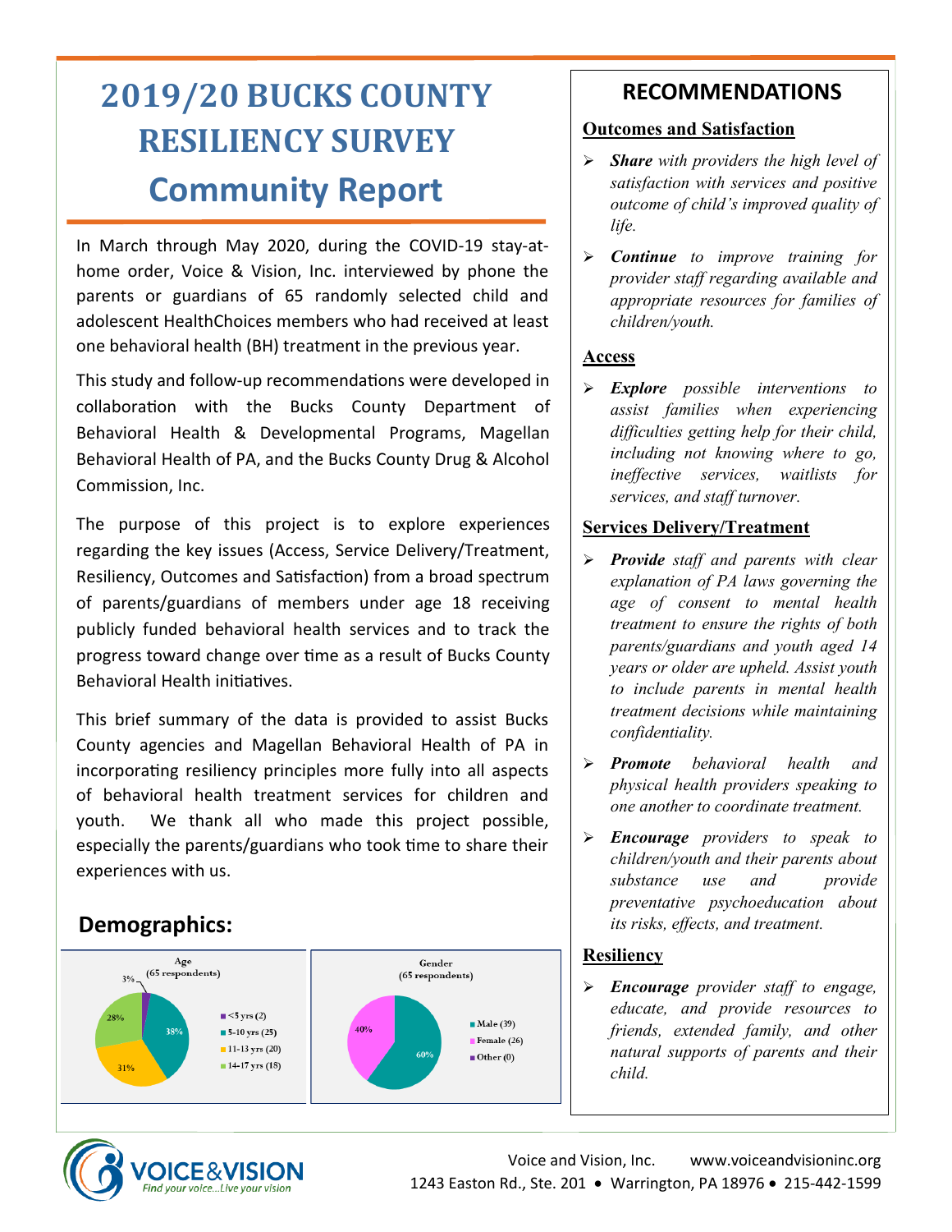# 2019/20 BUCKS COUNTY RESILIENCY SURVEY

# Community Report

In March through May 2020, during the COVID-19 stay-at-home order, Voice & Vision, Inc. interviewed by phone the parents or guardians of 65 randomly selected child and adolescent HealthChoices members who had received at least one behavioral health (BH) treatment in the previous year.

This study and follow-up recommendations were developed in collaboration with the Bucks County Department of Behavioral Health & Developmental Programs, Magellan Behavioral Health of PA, and the Bucks County Drug & Alcohol Commission, Inc.

The purpose of this project is to explore experiences regarding the key issues (Access, Service Delivery/Treatment, Resiliency, Outcomes and Satisfaction) from a broad spectrum of parents/guardians of members under age 18 receiving publicly funded behavioral health services and to track the progress toward change over time as a result of Bucks County Behavioral Health initiatives.

This brief summary of the data is provided to assist Bucks County agencies and Magellan Behavioral Health of PA in incorporating resiliency principles more fully into all aspects of behavioral health treatment services for children and youth. We thank all who made this project possible, especially the parents/guardians who took time to share their experiences with us.

## Demographics:

**Age (65 respondents)**

- <5 yrs (2) – 3%
- 5-10 yrs (25) – 38%
- 11-13 yrs (20) – 31%
- 14-17 yrs (18) – 28%

**Gender (65 respondents)**

- Male (39) – 60%
- Female (26) – 40%
- Other (0)

## RECOMMENDATIONS

### Outcomes and Satisfaction

- ***Share*** *with providers the high level of satisfaction with services and positive outcome of child's improved quality of life.*
- ***Continue*** *to improve training for provider staff regarding available and appropriate resources for families of children/youth.*

### Access

- ***Explore*** *possible interventions to assist families when experiencing difficulties getting help for their child, including not knowing where to go, ineffective services, waitlists for services, and staff turnover.*

### Services Delivery/Treatment

- ***Provide*** *staff and parents with clear explanation of PA laws governing the age of consent to mental health treatment to ensure the rights of both parents/guardians and youth aged 14 years or older are upheld. Assist youth to include parents in mental health treatment decisions while maintaining confidentiality.*
- ***Promote*** *behavioral health and physical health providers speaking to one another to coordinate treatment.*
- ***Encourage*** *providers to speak to children/youth and their parents about substance use and provide preventative psychoeducation about its risks, effects, and treatment.*

### Resiliency

- ***Encourage*** *provider staff to engage, educate, and provide resources to friends, extended family, and other natural supports of parents and their child.*

VOICE&VISION — Find your voice...Live your vision

Voice and Vision, Inc. www.voiceandvisioninc.org
1243 Easton Rd., Ste. 201 • Warrington, PA 18976 • 215-442-1599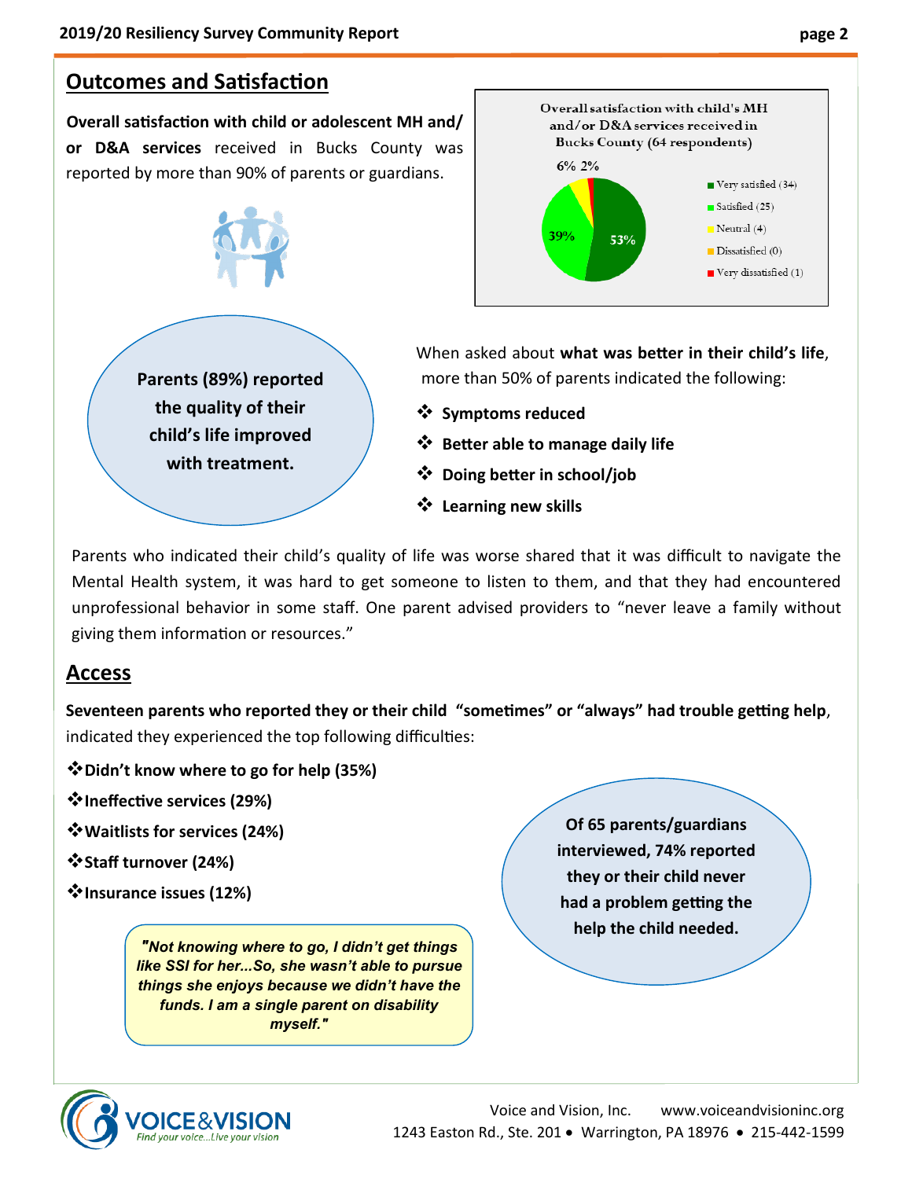## Outcomes and Satisfaction

**Overall satisfaction with child or adolescent MH and/or D&A services** received in Bucks County was reported by more than 90% of parents or guardians.

Overall satisfaction with child's MH and/or D&A services received in Bucks County (64 respondents)

- Very satisfied (34) — 53%
- Satisfied (25) — 39%
- Neutral (4) — 6%
- Dissatisfied (0)
- Very dissatisfied (1) — 2%

**Parents (89%) reported the quality of their child's life improved with treatment.**

When asked about **what was better in their child's life**, more than 50% of parents indicated the following:

- **Symptoms reduced**
- **Better able to manage daily life**
- **Doing better in school/job**
- **Learning new skills**

Parents who indicated their child's quality of life was worse shared that it was difficult to navigate the Mental Health system, it was hard to get someone to listen to them, and that they had encountered unprofessional behavior in some staff. One parent advised providers to "never leave a family without giving them information or resources."

## Access

**Seventeen parents who reported they or their child "sometimes" or "always" had trouble getting help**, indicated they experienced the top following difficulties:

- **Didn't know where to go for help (35%)**
- **Ineffective services (29%)**
- **Waitlists for services (24%)**
- **Staff turnover (24%)**
- **Insurance issues (12%)**

***"Not knowing where to go, I didn't get things like SSI for her...So, she wasn't able to pursue things she enjoys because we didn't have the funds. I am a single parent on disability myself."***

**Of 65 parents/guardians interviewed, 74% reported they or their child never had a problem getting the help the child needed.**

Voice and Vision, Inc. www.voiceandvisioninc.org
1243 Easton Rd., Ste. 201 • Warrington, PA 18976 • 215-442-1599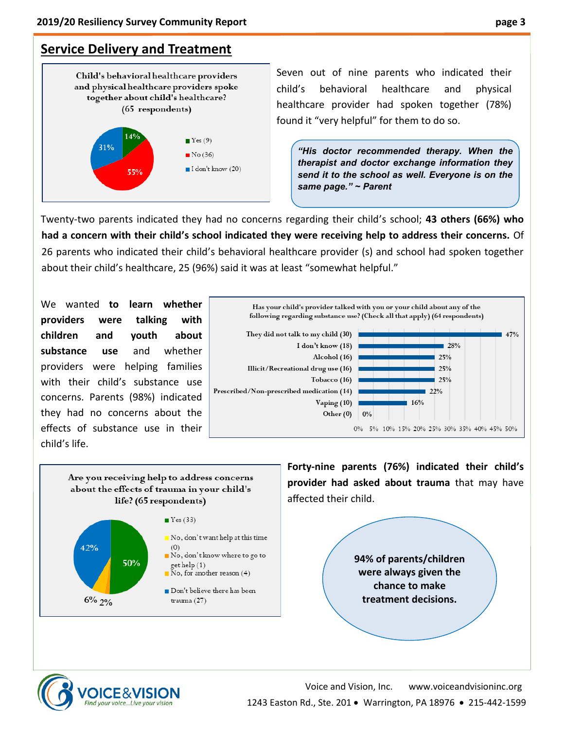## Service Delivery and Treatment

**Child's behavioral healthcare providers and physical healthcare providers spoke together about child's healthcare? (65 respondents)**

| Response | Percent |
|---|---|
| Yes (9) | 14% |
| No (36) | 55% |
| I don't know (20) | 31% |

Seven out of nine parents who indicated their child's behavioral healthcare and physical healthcare provider had spoken together (78%) found it "very helpful" for them to do so.

> ***"His doctor recommended therapy. When the therapist and doctor exchange information they send it to the school as well. Everyone is on the same page." ~ Parent***

Twenty-two parents indicated they had no concerns regarding their child's school; **43 others (66%) who had a concern with their child's school indicated they were receiving help to address their concerns.** Of 26 parents who indicated their child's behavioral healthcare provider (s) and school had spoken together about their child's healthcare, 25 (96%) said it was at least "somewhat helpful."

We wanted **to learn whether providers were talking with children and youth about substance use** and whether providers were helping families with their child's substance use concerns. Parents (98%) indicated they had no concerns about the effects of substance use in their child's life.

**Has your child's provider talked with you or your child about any of the following regarding substance use? (Check all that apply) (64 respondents)**

| Response | Percent |
|---|---|
| They did not talk to my child (30) | 47% |
| I don't know (18) | 28% |
| Alcohol (16) | 25% |
| Illicit/Recreational drug use (16) | 25% |
| Tobacco (16) | 25% |
| Prescribed/Non-prescribed medication (14) | 22% |
| Vaping (10) | 16% |
| Other (0) | 0% |

**Are you receiving help to address concerns about the effects of trauma in your child's life? (65 respondents)**

| Response | Percent |
|---|---|
| Yes (33) | 50% |
| No, don't want help at this time (0) | |
| No, don't know where to go to get help (1) | 2% |
| No, for another reason (4) | 6% |
| Don't believe there has been trauma (27) | 42% |

**Forty-nine parents (76%) indicated their child's provider had asked about trauma** that may have affected their child.

**94% of parents/children were always given the chance to make treatment decisions.**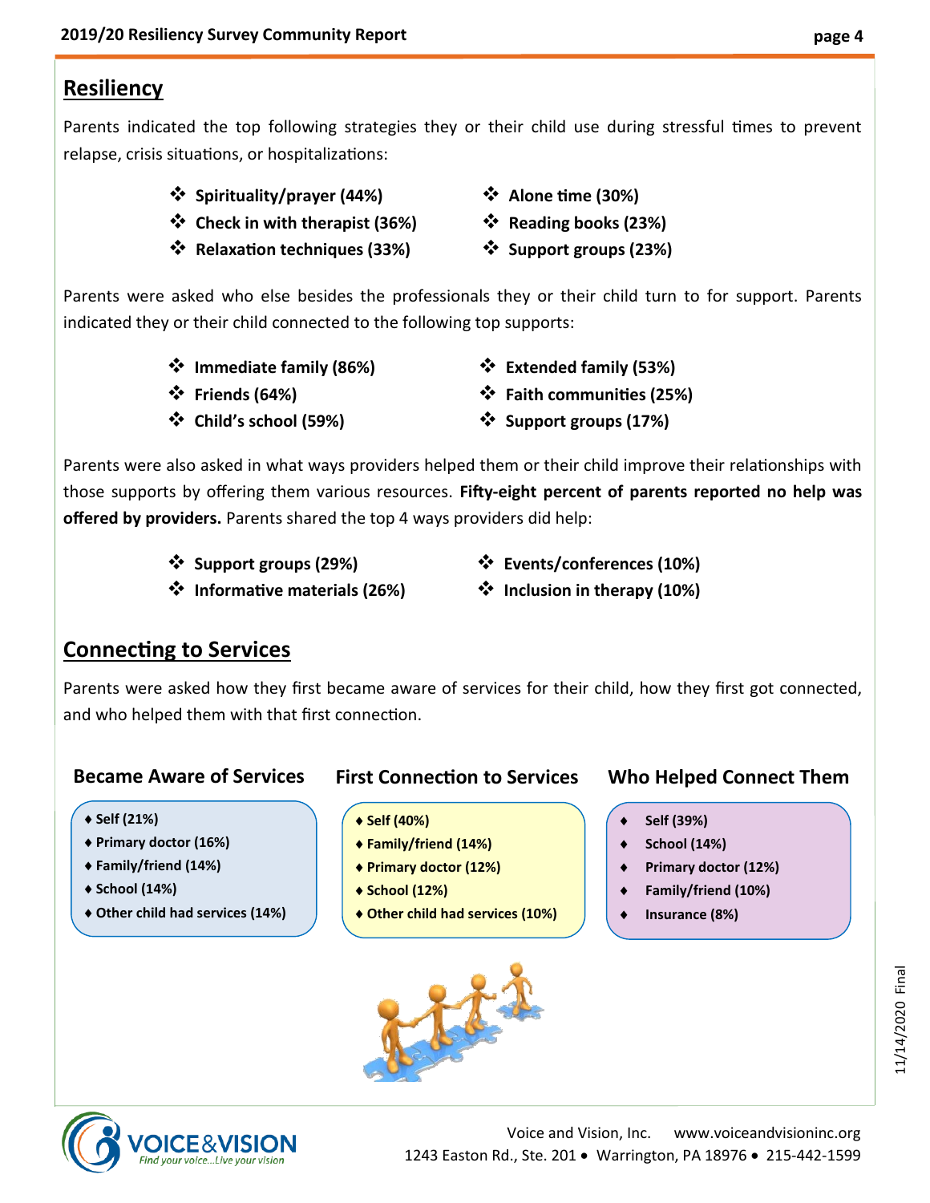## Resiliency

Parents indicated the top following strategies they or their child use during stressful times to prevent relapse, crisis situations, or hospitalizations:

- **Spirituality/prayer (44%)**
- **Check in with therapist (36%)**
- **Relaxation techniques (33%)**
- **Alone time (30%)**
- **Reading books (23%)**
- **Support groups (23%)**

Parents were asked who else besides the professionals they or their child turn to for support. Parents indicated they or their child connected to the following top supports:

- **Immediate family (86%)**
- **Friends (64%)**
- **Child's school (59%)**
- **Extended family (53%)**
- **Faith communities (25%)**
- **Support groups (17%)**

Parents were also asked in what ways providers helped them or their child improve their relationships with those supports by offering them various resources. **Fifty-eight percent of parents reported no help was offered by providers.** Parents shared the top 4 ways providers did help:

- **Support groups (29%)**
- **Informative materials (26%)**
- **Events/conferences (10%)**
- **Inclusion in therapy (10%)**

## Connecting to Services

Parents were asked how they first became aware of services for their child, how they first got connected, and who helped them with that first connection.

### Became Aware of Services

- **Self (21%)**
- **Primary doctor (16%)**
- **Family/friend (14%)**
- **School (14%)**
- **Other child had services (14%)**

### First Connection to Services

- **Self (40%)**
- **Family/friend (14%)**
- **Primary doctor (12%)**
- **School (12%)**
- **Other child had services (10%)**

### Who Helped Connect Them

- **Self (39%)**
- **School (14%)**
- **Primary doctor (12%)**
- **Family/friend (10%)**
- **Insurance (8%)**

Voice and Vision, Inc. www.voiceandvisioninc.org
1243 Easton Rd., Ste. 201 • Warrington, PA 18976 • 215-442-1599